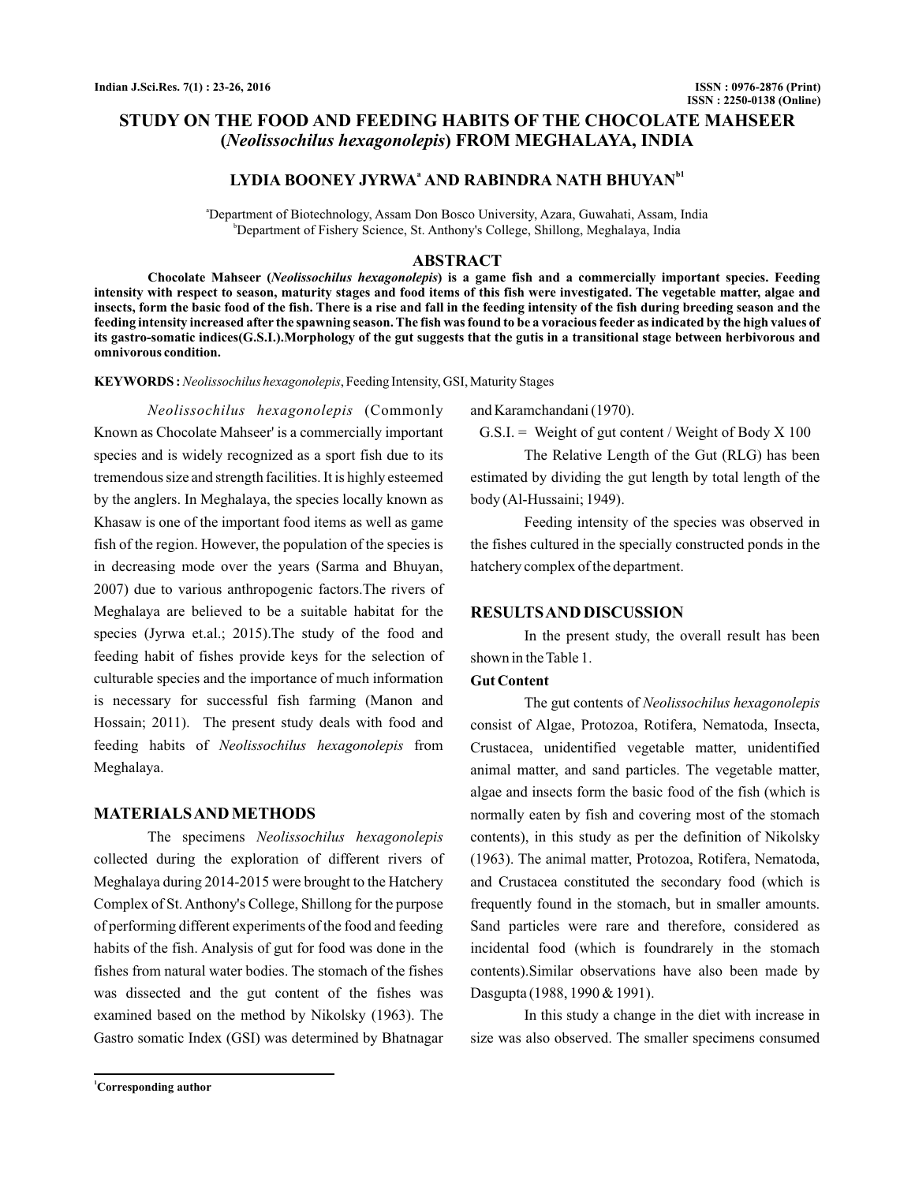# STUDY ON THE FOOD AND FEEDING HABITS OF THE CHOCOLATE MAHSEER (*Neolissochilus hexagonolepis*) FROM MEGHALAYA, INDIA

**LYDIA BOONEY JYRWA[a] AND RABINDRA NATH BHUYAN[b1]**

[a]Department of Biotechnology, Assam Don Bosco University, Azara, Guwahati, Assam, India
[b]Department of Fishery Science, St. Anthony's College, Shillong, Meghalaya, India

## ABSTRACT

**Chocolate Mahseer (*Neolissochilus hexagonolepis*) is a game fish and a commercially important species. Feeding intensity with respect to season, maturity stages and food items of this fish were investigated. The vegetable matter, algae and insects, form the basic food of the fish. There is a rise and fall in the feeding intensity of the fish during breeding season and the feeding intensity increased after the spawning season. The fish was found to be a voracious feeder as indicated by the high values of its gastro-somatic indices(G.S.I.).Morphology of the gut suggests that the gutis in a transitional stage between herbivorous and omnivorous condition.**

**KEYWORDS :** *Neolissochilus hexagonolepis*, Feeding Intensity, GSI, Maturity Stages

*Neolissochilus hexagonolepis* (Commonly Known as Chocolate Mahseer' is a commercially important species and is widely recognized as a sport fish due to its tremendous size and strength facilities. It is highly esteemed by the anglers. In Meghalaya, the species locally known as Khasaw is one of the important food items as well as game fish of the region. However, the population of the species is in decreasing mode over the years (Sarma and Bhuyan, 2007) due to various anthropogenic factors.The rivers of Meghalaya are believed to be a suitable habitat for the species (Jyrwa et.al.; 2015).The study of the food and feeding habit of fishes provide keys for the selection of culturable species and the importance of much information is necessary for successful fish farming (Manon and Hossain; 2011). The present study deals with food and feeding habits of *Neolissochilus hexagonolepis* from Meghalaya.

## MATERIALS AND METHODS

The specimens *Neolissochilus hexagonolepis* collected during the exploration of different rivers of Meghalaya during 2014-2015 were brought to the Hatchery Complex of St. Anthony's College, Shillong for the purpose of performing different experiments of the food and feeding habits of the fish. Analysis of gut for food was done in the fishes from natural water bodies. The stomach of the fishes was dissected and the gut content of the fishes was examined based on the method by Nikolsky (1963). The Gastro somatic Index (GSI) was determined by Bhatnagar and Karamchandani (1970).

$$G.S.I. = \text{Weight of gut content} / \text{Weight of Body} \times 100$$

The Relative Length of the Gut (RLG) has been estimated by dividing the gut length by total length of the body (Al-Hussaini; 1949).

Feeding intensity of the species was observed in the fishes cultured in the specially constructed ponds in the hatchery complex of the department.

## RESULTS AND DISCUSSION

In the present study, the overall result has been shown in the Table 1.

### Gut Content

The gut contents of *Neolissochilus hexagonolepis* consist of Algae, Protozoa, Rotifera, Nematoda, Insecta, Crustacea, unidentified vegetable matter, unidentified animal matter, and sand particles. The vegetable matter, algae and insects form the basic food of the fish (which is normally eaten by fish and covering most of the stomach contents), in this study as per the definition of Nikolsky (1963). The animal matter, Protozoa, Rotifera, Nematoda, and Crustacea constituted the secondary food (which is frequently found in the stomach, but in smaller amounts. Sand particles were rare and therefore, considered as incidental food (which is foundrarely in the stomach contents).Similar observations have also been made by Dasgupta (1988, 1990 & 1991).

In this study a change in the diet with increase in size was also observed. The smaller specimens consumed

[1]Corresponding author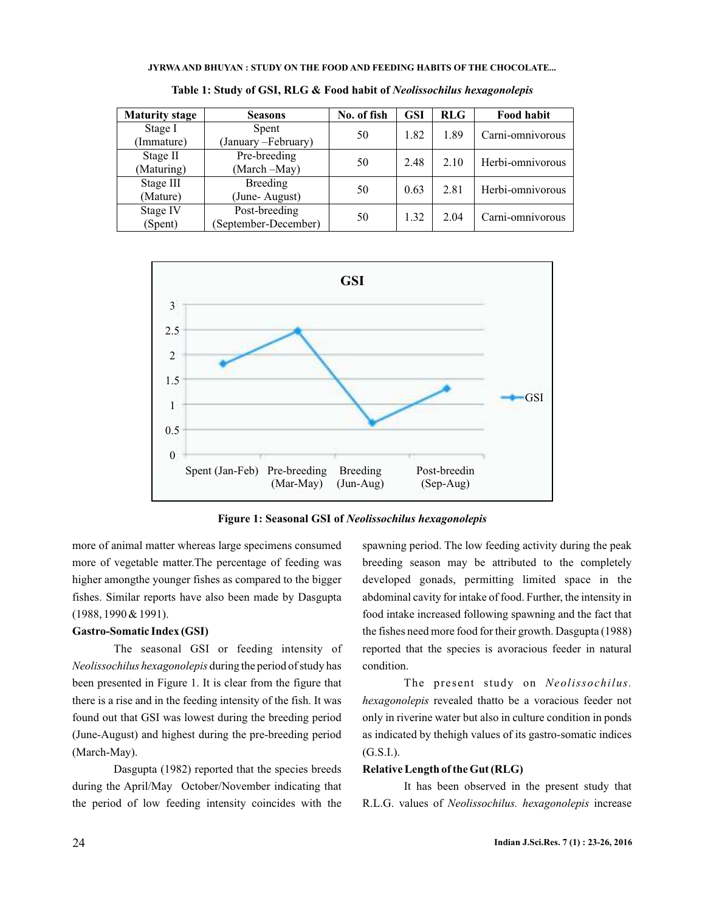**Table 1: Study of GSI, RLG & Food habit of *Neolissochilus hexagonolepis***

| Maturity stage | Seasons | No. of fish | GSI | RLG | Food habit |
|---|---|---|---|---|---|
| Stage I (Immature) | Spent (January –February) | 50 | 1.82 | 1.89 | Carni-omnivorous |
| Stage II (Maturing) | Pre-breeding (March –May) | 50 | 2.48 | 2.10 | Herbi-omnivorous |
| Stage III (Mature) | Breeding (June- August) | 50 | 0.63 | 2.81 | Herbi-omnivorous |
| Stage IV (Spent) | Post-breeding (September-December) | 50 | 1.32 | 2.04 | Carni-omnivorous |

**Figure 1: Seasonal GSI of *Neolissochilus hexagonolepis***

more of animal matter whereas large specimens consumed more of vegetable matter.The percentage of feeding was higher amongthe younger fishes as compared to the bigger fishes. Similar reports have also been made by Dasgupta (1988, 1990 & 1991).

**Gastro-Somatic Index (GSI)**

The seasonal GSI or feeding intensity of *Neolissochilus hexagonolepis* during the period of study has been presented in Figure 1. It is clear from the figure that there is a rise and in the feeding intensity of the fish. It was found out that GSI was lowest during the breeding period (June-August) and highest during the pre-breeding period (March-May).

Dasgupta (1982) reported that the species breeds during the April/May October/November indicating that the period of low feeding intensity coincides with the spawning period. The low feeding activity during the peak breeding season may be attributed to the completely developed gonads, permitting limited space in the abdominal cavity for intake of food. Further, the intensity in food intake increased following spawning and the fact that the fishes need more food for their growth. Dasgupta (1988) reported that the species is avoracious feeder in natural condition.

The present study on *Neolissochilus. hexagonolepis* revealed thatto be a voracious feeder not only in riverine water but also in culture condition in ponds as indicated by thehigh values of its gastro-somatic indices (G.S.I.).

**Relative Length of the Gut (RLG)**

It has been observed in the present study that R.L.G. values of *Neolissochilus. hexagonolepis* increase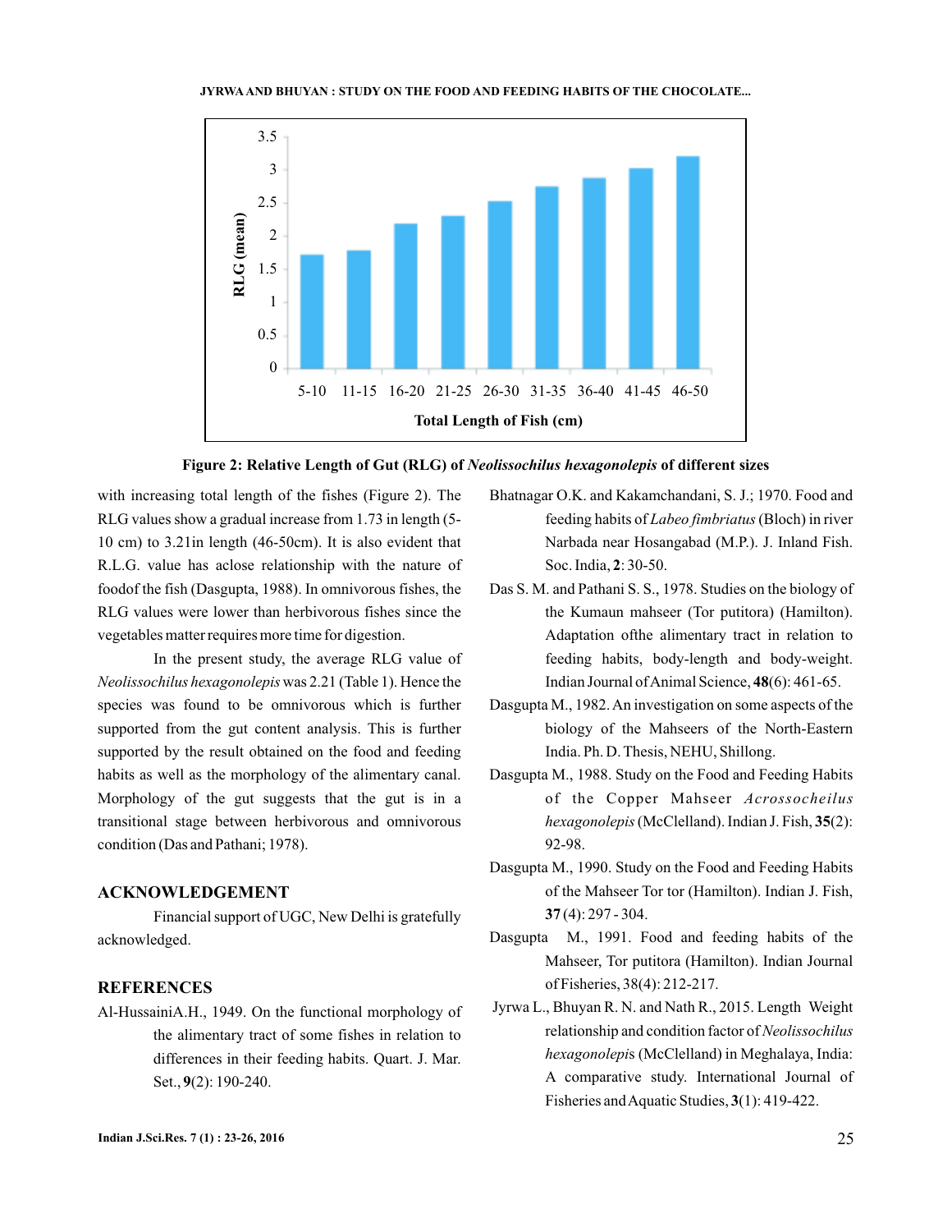Figure 2: Relative Length of Gut (RLG) of *Neolissochilus hexagonolepis* of different sizes

with increasing total length of the fishes (Figure 2). The RLG values show a gradual increase from 1.73 in length (5-10 cm) to 3.21in length (46-50cm). It is also evident that R.L.G. value has aclose relationship with the nature of foodof the fish (Dasgupta, 1988). In omnivorous fishes, the RLG values were lower than herbivorous fishes since the vegetables matter requires more time for digestion.

In the present study, the average RLG value of *Neolissochilus hexagonolepis* was 2.21 (Table 1). Hence the species was found to be omnivorous which is further supported from the gut content analysis. This is further supported by the result obtained on the food and feeding habits as well as the morphology of the alimentary canal. Morphology of the gut suggests that the gut is in a transitional stage between herbivorous and omnivorous condition (Das and Pathani; 1978).

## ACKNOWLEDGEMENT

Financial support of UGC, New Delhi is gratefully acknowledged.

## REFERENCES

Al-HussainiA.H., 1949. On the functional morphology of the alimentary tract of some fishes in relation to differences in their feeding habits. Quart. J. Mar. Set., **9**(2): 190-240.

Bhatnagar O.K. and Kakamchandani, S. J.; 1970. Food and feeding habits of *Labeo fimbriatus* (Bloch) in river Narbada near Hosangabad (M.P.). J. Inland Fish. Soc. India, **2**: 30-50.

Das S. M. and Pathani S. S., 1978. Studies on the biology of the Kumaun mahseer (Tor putitora) (Hamilton). Adaptation ofthe alimentary tract in relation to feeding habits, body-length and body-weight. Indian Journal of Animal Science, **48**(6): 461-65.

Dasgupta M., 1982. An investigation on some aspects of the biology of the Mahseers of the North-Eastern India. Ph. D. Thesis, NEHU, Shillong.

Dasgupta M., 1988. Study on the Food and Feeding Habits of the Copper Mahseer *Acrossocheilus hexagonolepis* (McClelland). Indian J. Fish, **35**(2): 92-98.

Dasgupta M., 1990. Study on the Food and Feeding Habits of the Mahseer Tor tor (Hamilton). Indian J. Fish, **37** (4): 297 - 304.

Dasgupta M., 1991. Food and feeding habits of the Mahseer, Tor putitora (Hamilton). Indian Journal of Fisheries, 38(4): 212-217.

Jyrwa L., Bhuyan R. N. and Nath R., 2015. Length Weight relationship and condition factor of *Neolissochilus hexagonolepis* (McClelland) in Meghalaya, India: A comparative study. International Journal of Fisheries and Aquatic Studies, **3**(1): 419-422.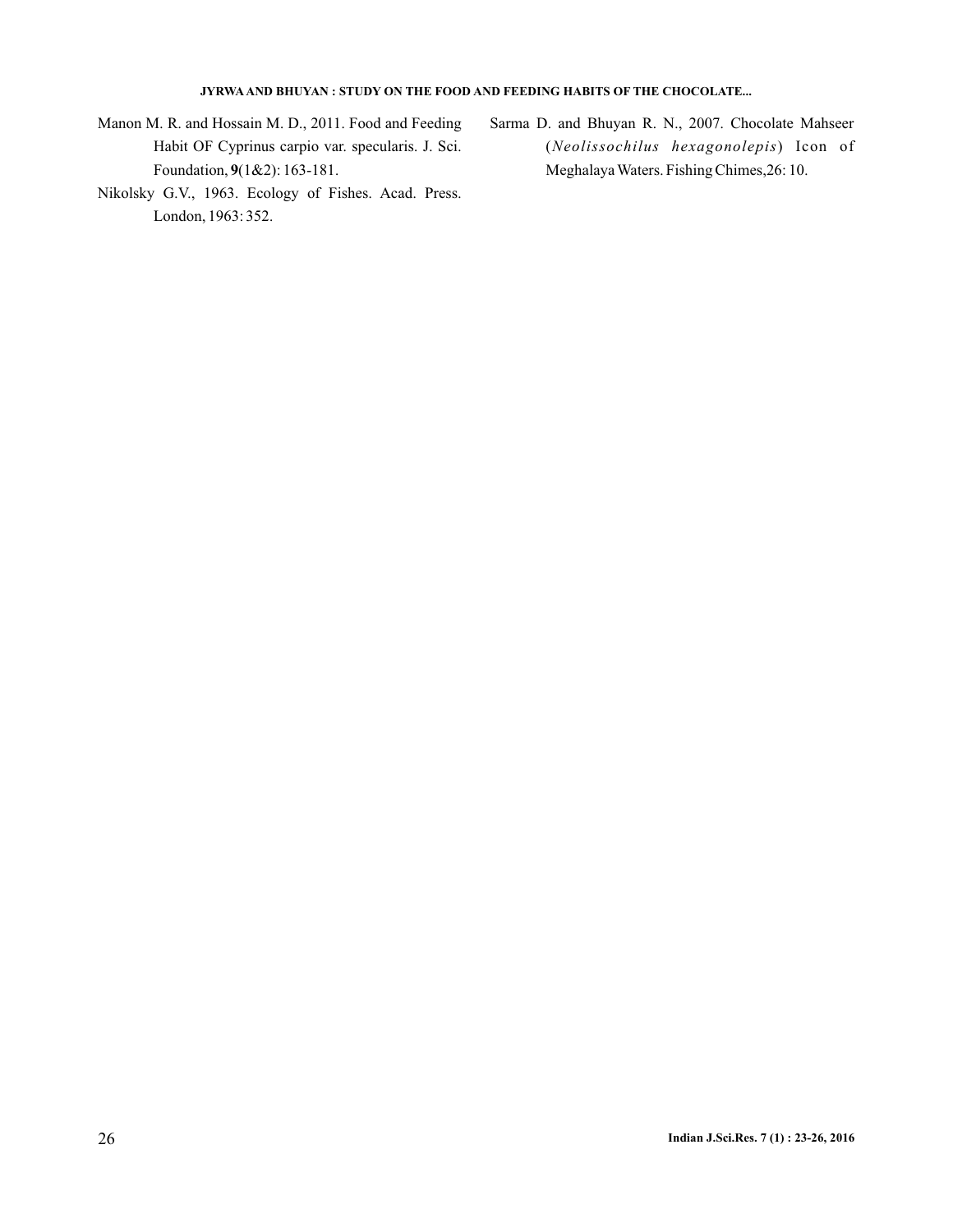Manon M. R. and Hossain M. D., 2011. Food and Feeding Habit OF Cyprinus carpio var. specularis. J. Sci. Foundation, **9**(1&2): 163-181.

Nikolsky G.V., 1963. Ecology of Fishes. Acad. Press. London, 1963: 352.

Sarma D. and Bhuyan R. N., 2007. Chocolate Mahseer (*Neolissochilus hexagonolepis*) Icon of Meghalaya Waters. Fishing Chimes,26: 10.